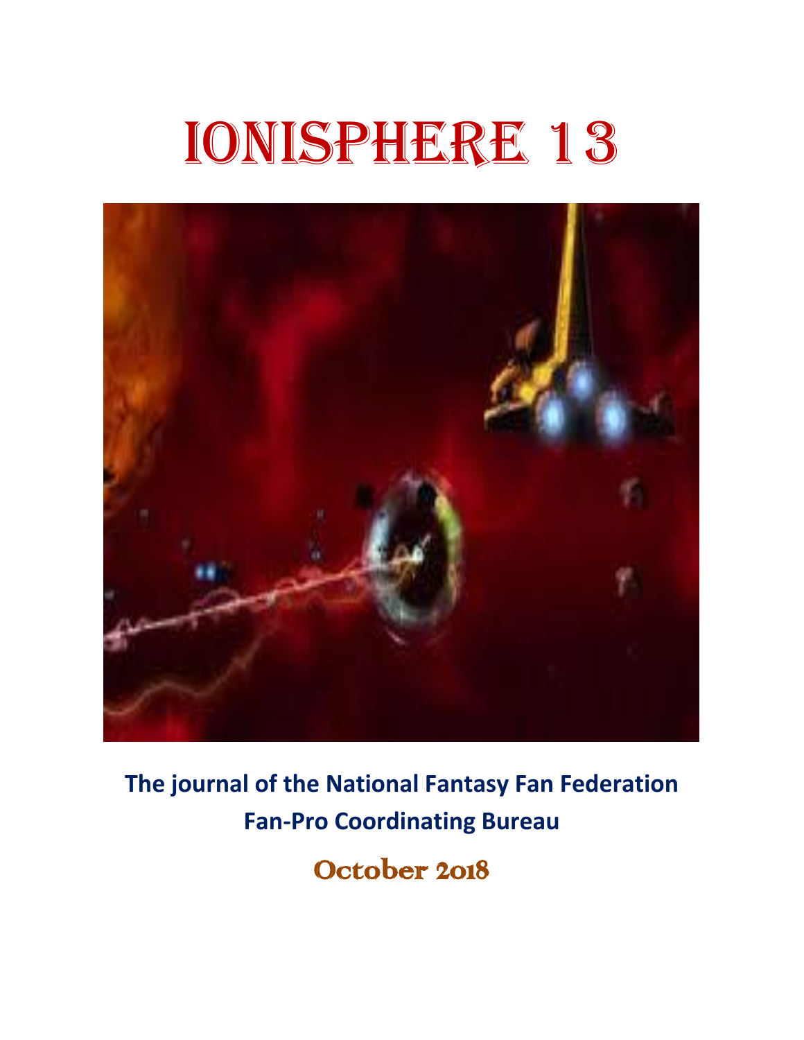# IONISPHERE 13

**The journal of the National Fantasy Fan Federation Fan-Pro Coordinating Bureau**

October 2018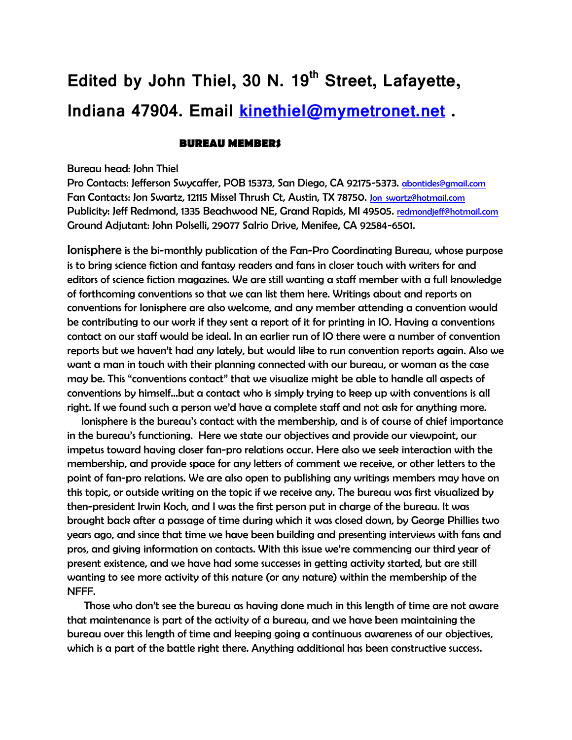# Edited by John Thiel, 30 N. 19th Street, Lafayette, Indiana 47904. Email kinethiel@mymetronet.net .

## BUREAU MEMBERS

Bureau head: John Thiel
Pro Contacts: Jefferson Swycaffer, POB 15373, San Diego, CA 92175-5373. abontides@gmail.com
Fan Contacts: Jon Swartz, 12115 Missel Thrush Ct, Austin, TX 78750. Jon_swartz@hotmail.com
Publicity: Jeff Redmond, 1335 Beachwood NE, Grand Rapids, MI 49505. redmondjeff@hotmail.com
Ground Adjutant: John Polselli, 29077 Salrio Drive, Menifee, CA 92584-6501.

Ionisphere is the bi-monthly publication of the Fan-Pro Coordinating Bureau, whose purpose is to bring science fiction and fantasy readers and fans in closer touch with writers for and editors of science fiction magazines. We are still wanting a staff member with a full knowledge of forthcoming conventions so that we can list them here. Writings about and reports on conventions for Ionisphere are also welcome, and any member attending a convention would be contributing to our work if they sent a report of it for printing in IO. Having a conventions contact on our staff would be ideal. In an earlier run of IO there were a number of convention reports but we haven't had any lately, but would like to run convention reports again. Also we want a man in touch with their planning connected with our bureau, or woman as the case may be. This "conventions contact" that we visualize might be able to handle all aspects of conventions by himself...but a contact who is simply trying to keep up with conventions is all right. If we found such a person we'd have a complete staff and not ask for anything more.

Ionisphere is the bureau's contact with the membership, and is of course of chief importance in the bureau's functioning. Here we state our objectives and provide our viewpoint, our impetus toward having closer fan-pro relations occur. Here also we seek interaction with the membership, and provide space for any letters of comment we receive, or other letters to the point of fan-pro relations. We are also open to publishing any writings members may have on this topic, or outside writing on the topic if we receive any. The bureau was first visualized by then-president Irwin Koch, and I was the first person put in charge of the bureau. It was brought back after a passage of time during which it was closed down, by George Phillies two years ago, and since that time we have been building and presenting interviews with fans and pros, and giving information on contacts. With this issue we're commencing our third year of present existence, and we have had some successes in getting activity started, but are still wanting to see more activity of this nature (or any nature) within the membership of the NFFF.

Those who don't see the bureau as having done much in this length of time are not aware that maintenance is part of the activity of a bureau, and we have been maintaining the bureau over this length of time and keeping going a continuous awareness of our objectives, which is a part of the battle right there. Anything additional has been constructive success.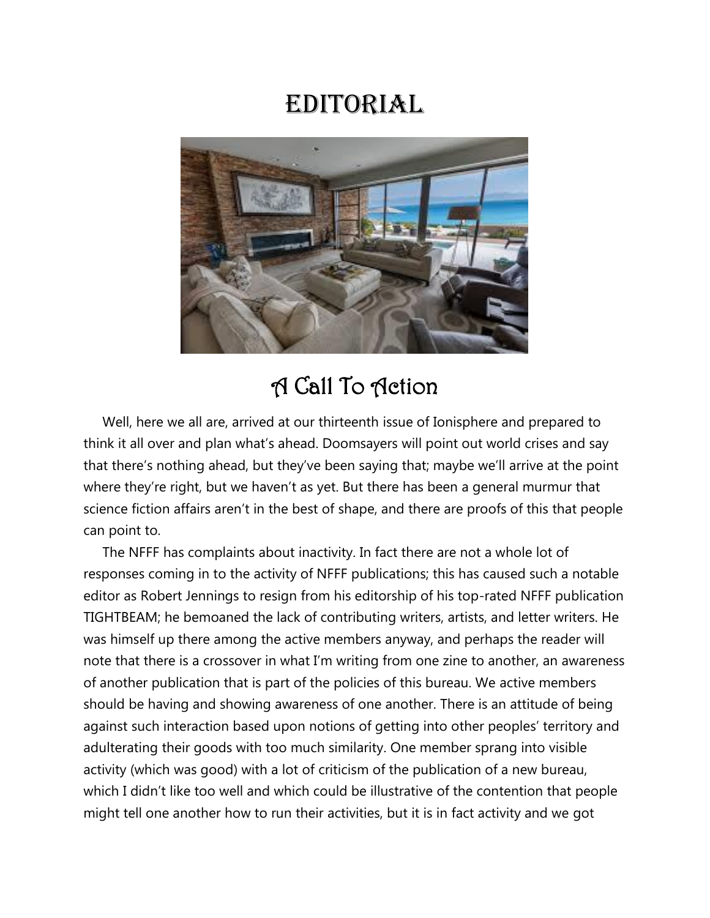# EDITORIAL

## A Call To Action

Well, here we all are, arrived at our thirteenth issue of Ionisphere and prepared to think it all over and plan what's ahead. Doomsayers will point out world crises and say that there's nothing ahead, but they've been saying that; maybe we'll arrive at the point where they're right, but we haven't as yet. But there has been a general murmur that science fiction affairs aren't in the best of shape, and there are proofs of this that people can point to.

The NFFF has complaints about inactivity. In fact there are not a whole lot of responses coming in to the activity of NFFF publications; this has caused such a notable editor as Robert Jennings to resign from his editorship of his top-rated NFFF publication TIGHTBEAM; he bemoaned the lack of contributing writers, artists, and letter writers. He was himself up there among the active members anyway, and perhaps the reader will note that there is a crossover in what I'm writing from one zine to another, an awareness of another publication that is part of the policies of this bureau. We active members should be having and showing awareness of one another. There is an attitude of being against such interaction based upon notions of getting into other peoples' territory and adulterating their goods with too much similarity. One member sprang into visible activity (which was good) with a lot of criticism of the publication of a new bureau, which I didn't like too well and which could be illustrative of the contention that people might tell one another how to run their activities, but it is in fact activity and we got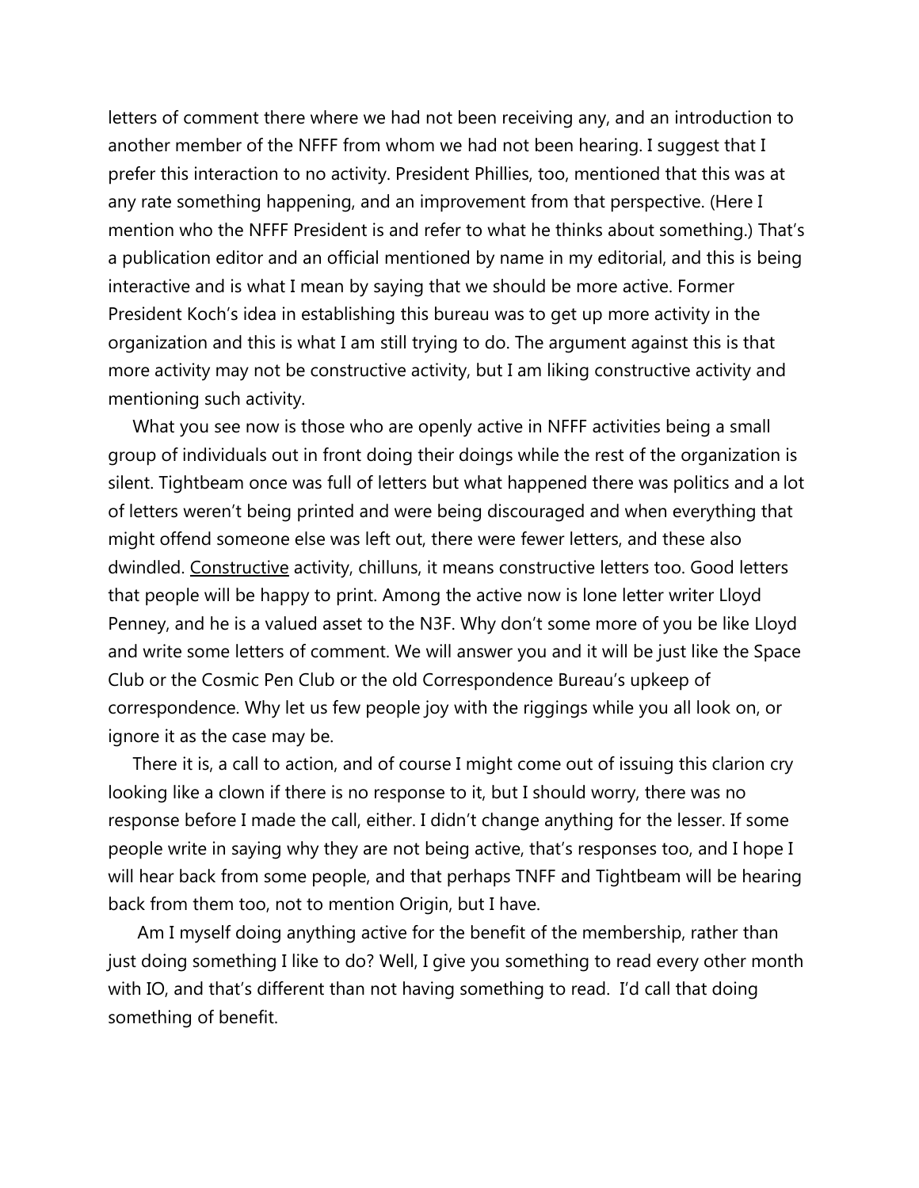letters of comment there where we had not been receiving any, and an introduction to another member of the NFFF from whom we had not been hearing. I suggest that I prefer this interaction to no activity. President Phillies, too, mentioned that this was at any rate something happening, and an improvement from that perspective. (Here I mention who the NFFF President is and refer to what he thinks about something.) That's a publication editor and an official mentioned by name in my editorial, and this is being interactive and is what I mean by saying that we should be more active. Former President Koch's idea in establishing this bureau was to get up more activity in the organization and this is what I am still trying to do. The argument against this is that more activity may not be constructive activity, but I am liking constructive activity and mentioning such activity.

What you see now is those who are openly active in NFFF activities being a small group of individuals out in front doing their doings while the rest of the organization is silent. Tightbeam once was full of letters but what happened there was politics and a lot of letters weren't being printed and were being discouraged and when everything that might offend someone else was left out, there were fewer letters, and these also dwindled. <u>Constructive</u> activity, chilluns, it means constructive letters too. Good letters that people will be happy to print. Among the active now is lone letter writer Lloyd Penney, and he is a valued asset to the N3F. Why don't some more of you be like Lloyd and write some letters of comment. We will answer you and it will be just like the Space Club or the Cosmic Pen Club or the old Correspondence Bureau's upkeep of correspondence. Why let us few people joy with the riggings while you all look on, or ignore it as the case may be.

There it is, a call to action, and of course I might come out of issuing this clarion cry looking like a clown if there is no response to it, but I should worry, there was no response before I made the call, either. I didn't change anything for the lesser. If some people write in saying why they are not being active, that's responses too, and I hope I will hear back from some people, and that perhaps TNFF and Tightbeam will be hearing back from them too, not to mention Origin, but I have.

Am I myself doing anything active for the benefit of the membership, rather than just doing something I like to do? Well, I give you something to read every other month with IO, and that's different than not having something to read. I'd call that doing something of benefit.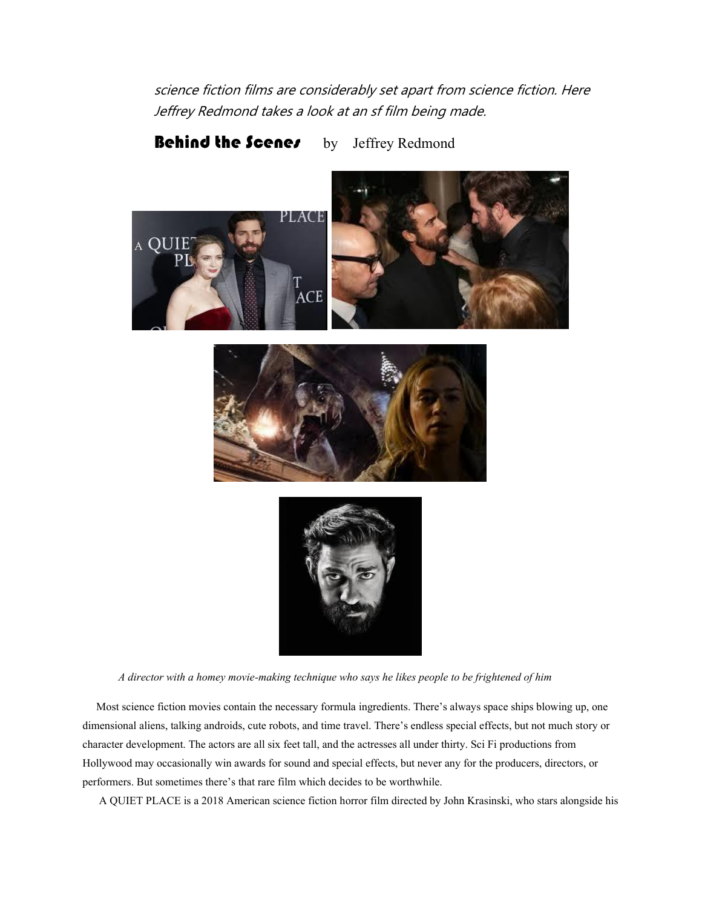*science fiction films are considerably set apart from science fiction. Here Jeffrey Redmond takes a look at an sf film being made.*

## Behind the Scenes by Jeffrey Redmond

*A director with a homey movie-making technique who says he likes people to be frightened of him*

Most science fiction movies contain the necessary formula ingredients. There's always space ships blowing up, one dimensional aliens, talking androids, cute robots, and time travel. There's endless special effects, but not much story or character development. The actors are all six feet tall, and the actresses all under thirty. Sci Fi productions from Hollywood may occasionally win awards for sound and special effects, but never any for the producers, directors, or performers. But sometimes there's that rare film which decides to be worthwhile.

A QUIET PLACE is a 2018 American science fiction horror film directed by John Krasinski, who stars alongside his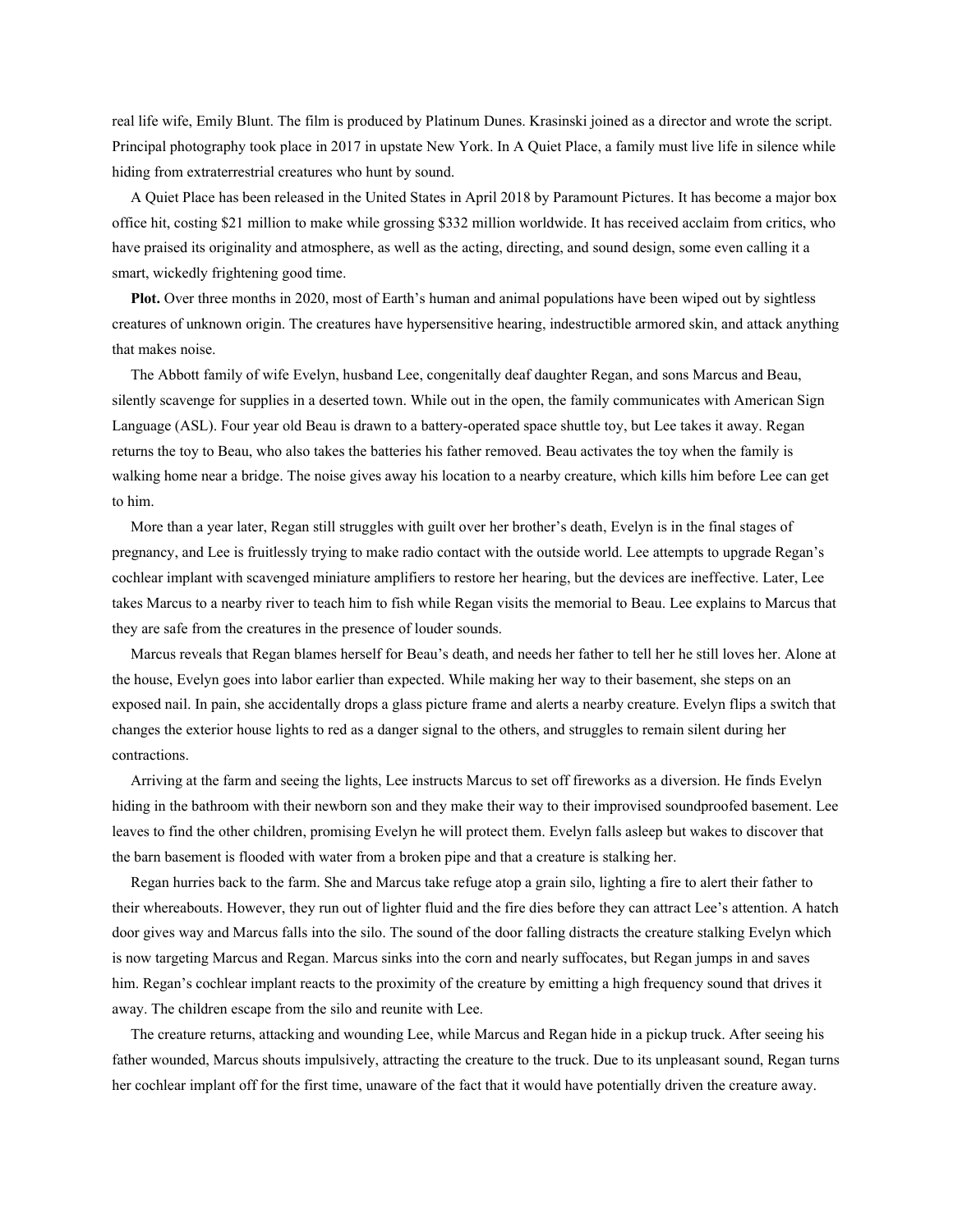real life wife, Emily Blunt. The film is produced by Platinum Dunes. Krasinski joined as a director and wrote the script. Principal photography took place in 2017 in upstate New York. In A Quiet Place, a family must live life in silence while hiding from extraterrestrial creatures who hunt by sound.

A Quiet Place has been released in the United States in April 2018 by Paramount Pictures. It has become a major box office hit, costing $21 million to make while grossing $332 million worldwide. It has received acclaim from critics, who have praised its originality and atmosphere, as well as the acting, directing, and sound design, some even calling it a smart, wickedly frightening good time.

**Plot.** Over three months in 2020, most of Earth's human and animal populations have been wiped out by sightless creatures of unknown origin. The creatures have hypersensitive hearing, indestructible armored skin, and attack anything that makes noise.

The Abbott family of wife Evelyn, husband Lee, congenitally deaf daughter Regan, and sons Marcus and Beau, silently scavenge for supplies in a deserted town. While out in the open, the family communicates with American Sign Language (ASL). Four year old Beau is drawn to a battery-operated space shuttle toy, but Lee takes it away. Regan returns the toy to Beau, who also takes the batteries his father removed. Beau activates the toy when the family is walking home near a bridge. The noise gives away his location to a nearby creature, which kills him before Lee can get to him.

More than a year later, Regan still struggles with guilt over her brother's death, Evelyn is in the final stages of pregnancy, and Lee is fruitlessly trying to make radio contact with the outside world. Lee attempts to upgrade Regan's cochlear implant with scavenged miniature amplifiers to restore her hearing, but the devices are ineffective. Later, Lee takes Marcus to a nearby river to teach him to fish while Regan visits the memorial to Beau. Lee explains to Marcus that they are safe from the creatures in the presence of louder sounds.

Marcus reveals that Regan blames herself for Beau's death, and needs her father to tell her he still loves her. Alone at the house, Evelyn goes into labor earlier than expected. While making her way to their basement, she steps on an exposed nail. In pain, she accidentally drops a glass picture frame and alerts a nearby creature. Evelyn flips a switch that changes the exterior house lights to red as a danger signal to the others, and struggles to remain silent during her contractions.

Arriving at the farm and seeing the lights, Lee instructs Marcus to set off fireworks as a diversion. He finds Evelyn hiding in the bathroom with their newborn son and they make their way to their improvised soundproofed basement. Lee leaves to find the other children, promising Evelyn he will protect them. Evelyn falls asleep but wakes to discover that the barn basement is flooded with water from a broken pipe and that a creature is stalking her.

Regan hurries back to the farm. She and Marcus take refuge atop a grain silo, lighting a fire to alert their father to their whereabouts. However, they run out of lighter fluid and the fire dies before they can attract Lee's attention. A hatch door gives way and Marcus falls into the silo. The sound of the door falling distracts the creature stalking Evelyn which is now targeting Marcus and Regan. Marcus sinks into the corn and nearly suffocates, but Regan jumps in and saves him. Regan's cochlear implant reacts to the proximity of the creature by emitting a high frequency sound that drives it away. The children escape from the silo and reunite with Lee.

The creature returns, attacking and wounding Lee, while Marcus and Regan hide in a pickup truck. After seeing his father wounded, Marcus shouts impulsively, attracting the creature to the truck. Due to its unpleasant sound, Regan turns her cochlear implant off for the first time, unaware of the fact that it would have potentially driven the creature away.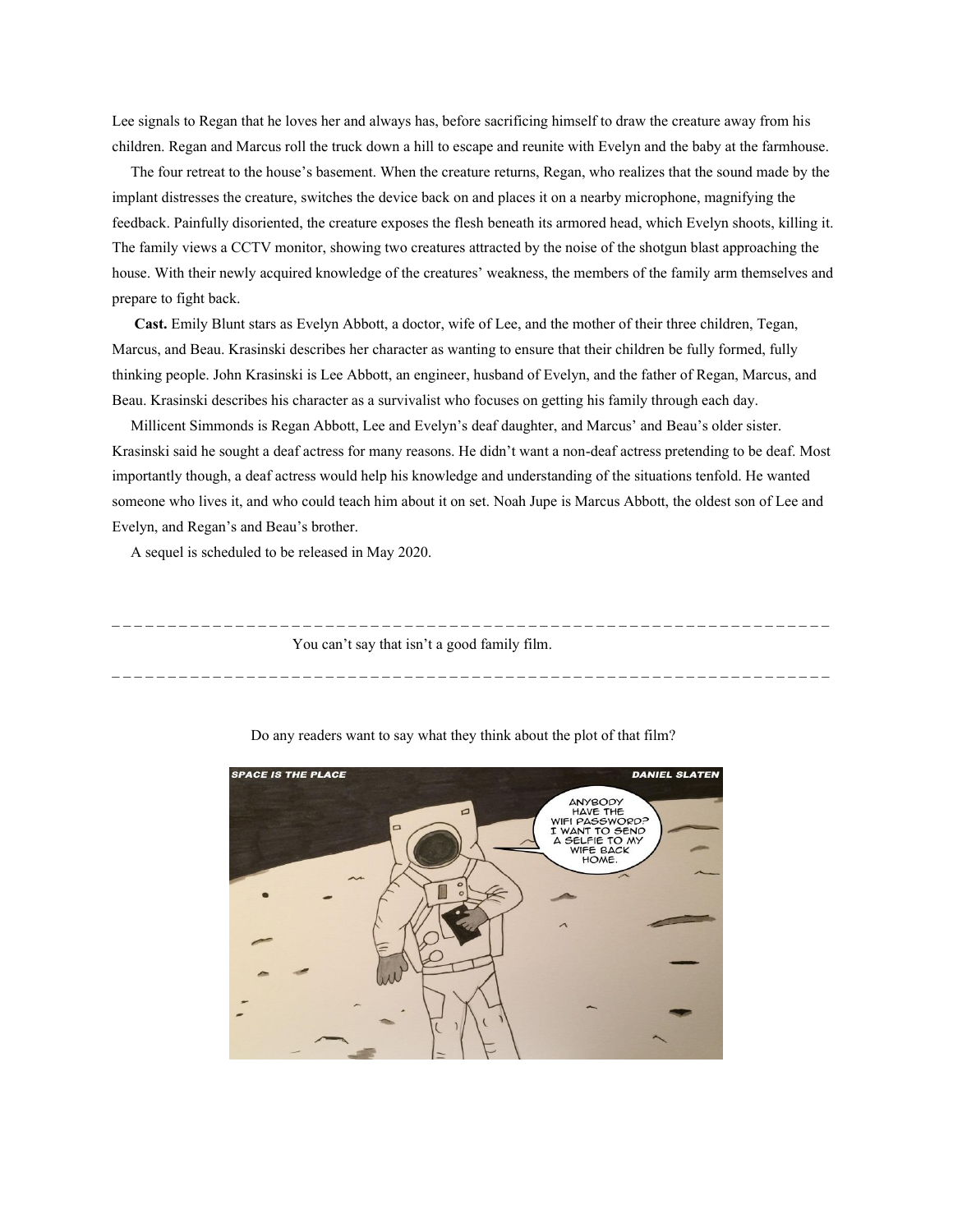Lee signals to Regan that he loves her and always has, before sacrificing himself to draw the creature away from his children. Regan and Marcus roll the truck down a hill to escape and reunite with Evelyn and the baby at the farmhouse.

The four retreat to the house's basement. When the creature returns, Regan, who realizes that the sound made by the implant distresses the creature, switches the device back on and places it on a nearby microphone, magnifying the feedback. Painfully disoriented, the creature exposes the flesh beneath its armored head, which Evelyn shoots, killing it. The family views a CCTV monitor, showing two creatures attracted by the noise of the shotgun blast approaching the house. With their newly acquired knowledge of the creatures' weakness, the members of the family arm themselves and prepare to fight back.

**Cast.** Emily Blunt stars as Evelyn Abbott, a doctor, wife of Lee, and the mother of their three children, Tegan, Marcus, and Beau. Krasinski describes her character as wanting to ensure that their children be fully formed, fully thinking people. John Krasinski is Lee Abbott, an engineer, husband of Evelyn, and the father of Regan, Marcus, and Beau. Krasinski describes his character as a survivalist who focuses on getting his family through each day.

Millicent Simmonds is Regan Abbott, Lee and Evelyn's deaf daughter, and Marcus' and Beau's older sister. Krasinski said he sought a deaf actress for many reasons. He didn't want a non-deaf actress pretending to be deaf. Most importantly though, a deaf actress would help his knowledge and understanding of the situations tenfold. He wanted someone who lives it, and who could teach him about it on set. Noah Jupe is Marcus Abbott, the oldest son of Lee and Evelyn, and Regan's and Beau's brother.

A sequel is scheduled to be released in May 2020.

---

You can't say that isn't a good family film.

---

Do any readers want to say what they think about the plot of that film?

SPACE IS THE PLACE — DANIEL SLATEN

ANYBODY HAVE THE WIFI PASSWORD? I WANT TO SEND A SELFIE TO MY WIFE BACK HOME.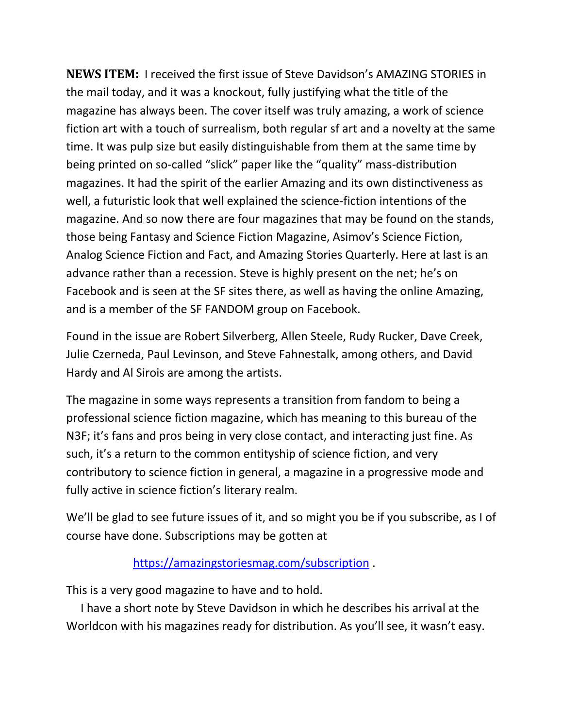**NEWS ITEM:** I received the first issue of Steve Davidson's AMAZING STORIES in the mail today, and it was a knockout, fully justifying what the title of the magazine has always been. The cover itself was truly amazing, a work of science fiction art with a touch of surrealism, both regular sf art and a novelty at the same time. It was pulp size but easily distinguishable from them at the same time by being printed on so-called "slick" paper like the "quality" mass-distribution magazines. It had the spirit of the earlier Amazing and its own distinctiveness as well, a futuristic look that well explained the science-fiction intentions of the magazine. And so now there are four magazines that may be found on the stands, those being Fantasy and Science Fiction Magazine, Asimov's Science Fiction, Analog Science Fiction and Fact, and Amazing Stories Quarterly. Here at last is an advance rather than a recession. Steve is highly present on the net; he's on Facebook and is seen at the SF sites there, as well as having the online Amazing, and is a member of the SF FANDOM group on Facebook.

Found in the issue are Robert Silverberg, Allen Steele, Rudy Rucker, Dave Creek, Julie Czerneda, Paul Levinson, and Steve Fahnestalk, among others, and David Hardy and Al Sirois are among the artists.

The magazine in some ways represents a transition from fandom to being a professional science fiction magazine, which has meaning to this bureau of the N3F; it's fans and pros being in very close contact, and interacting just fine. As such, it's a return to the common entityship of science fiction, and very contributory to science fiction in general, a magazine in a progressive mode and fully active in science fiction's literary realm.

We'll be glad to see future issues of it, and so might you be if you subscribe, as I of course have done. Subscriptions may be gotten at

https://amazingstoriesmag.com/subscription .

This is a very good magazine to have and to hold.

I have a short note by Steve Davidson in which he describes his arrival at the Worldcon with his magazines ready for distribution. As you'll see, it wasn't easy.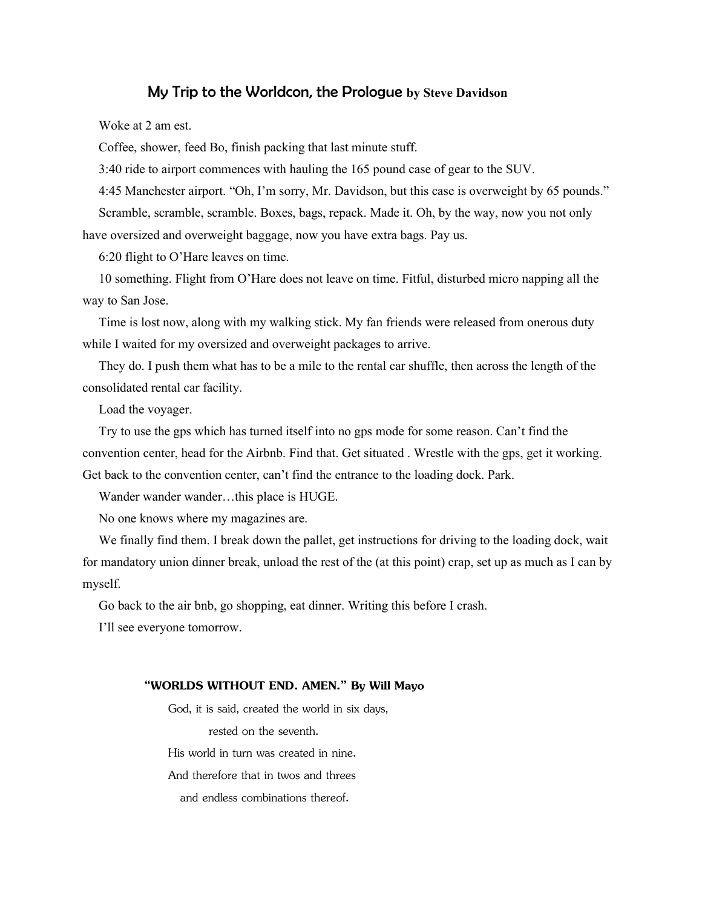## My Trip to the Worldcon, the Prologue by Steve Davidson

Woke at 2 am est.

Coffee, shower, feed Bo, finish packing that last minute stuff.

3:40 ride to airport commences with hauling the 165 pound case of gear to the SUV.

4:45 Manchester airport. “Oh, I’m sorry, Mr. Davidson, but this case is overweight by 65 pounds.”

Scramble, scramble, scramble. Boxes, bags, repack. Made it. Oh, by the way, now you not only have oversized and overweight baggage, now you have extra bags. Pay us.

6:20 flight to O’Hare leaves on time.

10 something. Flight from O’Hare does not leave on time. Fitful, disturbed micro napping all the way to San Jose.

Time is lost now, along with my walking stick. My fan friends were released from onerous duty while I waited for my oversized and overweight packages to arrive.

They do. I push them what has to be a mile to the rental car shuffle, then across the length of the consolidated rental car facility.

Load the voyager.

Try to use the gps which has turned itself into no gps mode for some reason. Can’t find the convention center, head for the Airbnb. Find that. Get situated . Wrestle with the gps, get it working. Get back to the convention center, can’t find the entrance to the loading dock. Park.

Wander wander wander…this place is HUGE.

No one knows where my magazines are.

We finally find them. I break down the pallet, get instructions for driving to the loading dock, wait for mandatory union dinner break, unload the rest of the (at this point) crap, set up as much as I can by myself.

Go back to the air bnb, go shopping, eat dinner. Writing this before I crash.

I’ll see everyone tomorrow.

### “WORLDS WITHOUT END. AMEN.” By Will Mayo

God, it is said, created the world in six days,
rested on the seventh.
His world in turn was created in nine.
And therefore that in twos and threes
and endless combinations thereof.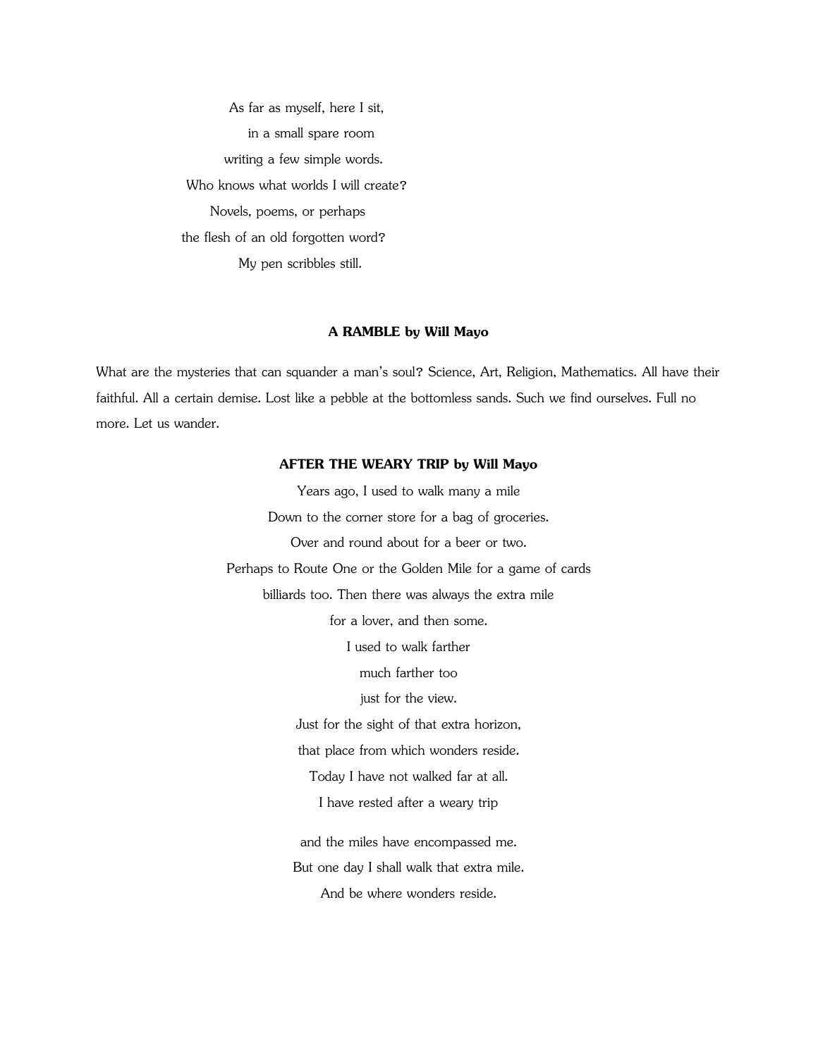As far as myself, here I sit,  
in a small spare room  
writing a few simple words.  
Who knows what worlds I will create?  
Novels, poems, or perhaps  
the flesh of an old forgotten word?  
My pen scribbles still.

**A RAMBLE by Will Mayo**

What are the mysteries that can squander a man's soul? Science, Art, Religion, Mathematics. All have their faithful. All a certain demise. Lost like a pebble at the bottomless sands. Such we find ourselves. Full no more. Let us wander.

**AFTER THE WEARY TRIP by Will Mayo**

Years ago, I used to walk many a mile  
Down to the corner store for a bag of groceries.  
Over and round about for a beer or two.  
Perhaps to Route One or the Golden Mile for a game of cards  
billiards too. Then there was always the extra mile  
for a lover, and then some.  
I used to walk farther  
much farther too  
just for the view.  
Just for the sight of that extra horizon,  
that place from which wonders reside.  
Today I have not walked far at all.  
I have rested after a weary trip

and the miles have encompassed me.  
But one day I shall walk that extra mile.  
And be where wonders reside.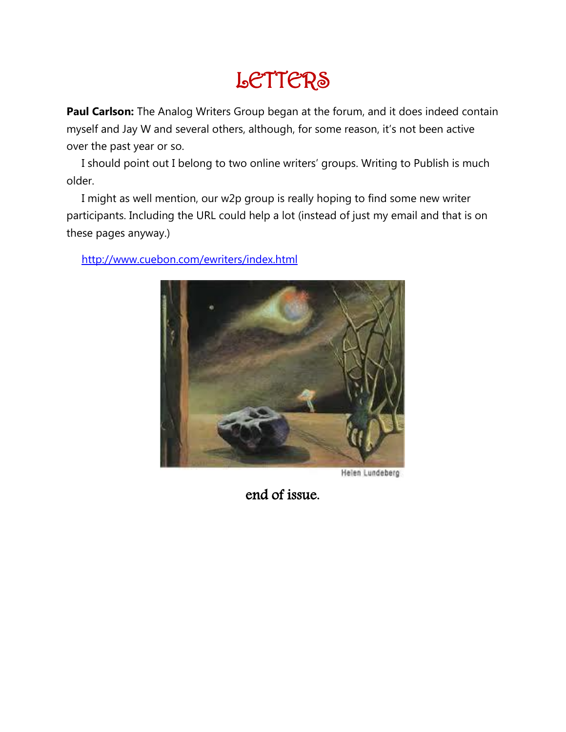# LETTERS

**Paul Carlson:** The Analog Writers Group began at the forum, and it does indeed contain myself and Jay W and several others, although, for some reason, it's not been active over the past year or so.

I should point out I belong to two online writers' groups. Writing to Publish is much older.

I might as well mention, our w2p group is really hoping to find some new writer participants. Including the URL could help a lot (instead of just my email and that is on these pages anyway.)

http://www.cuebon.com/ewriters/index.html

Helen Lundeberg

end of issue.